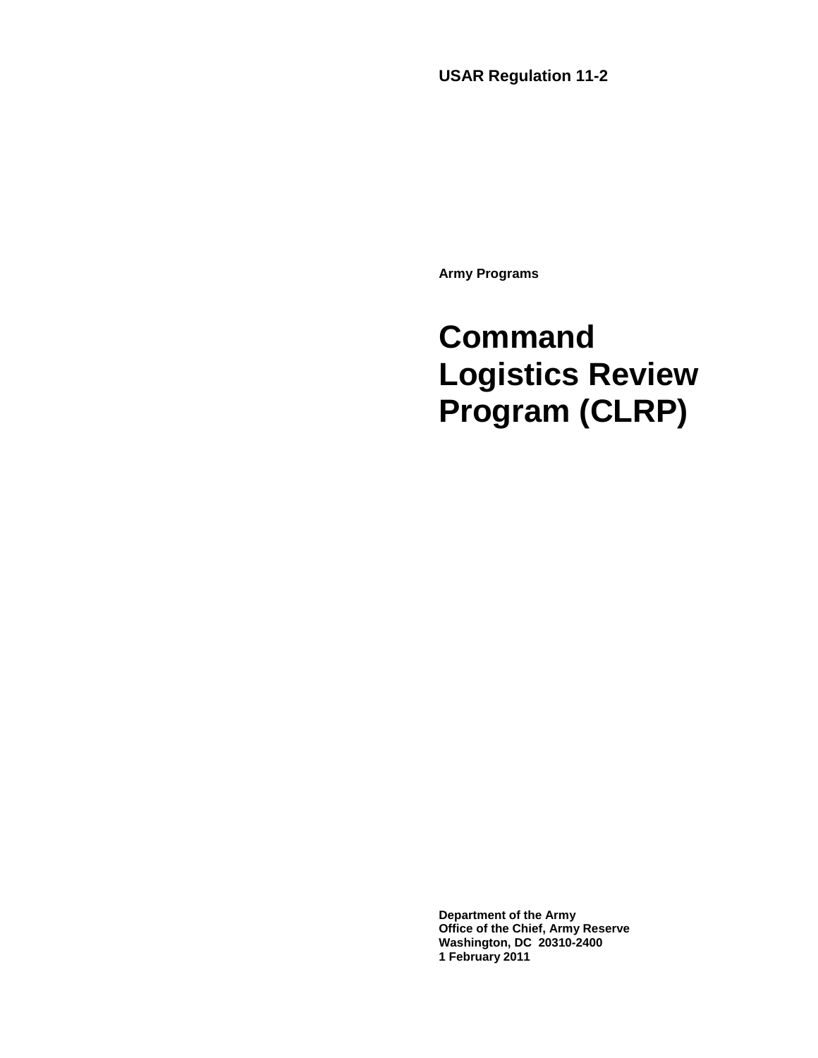**USAR Regulation 11-2**

**Army Programs**

# Command Logistics Review Program (CLRP)

**Department of the Army**
**Office of the Chief, Army Reserve**
**Washington, DC 20310-2400**
**1 February 2011**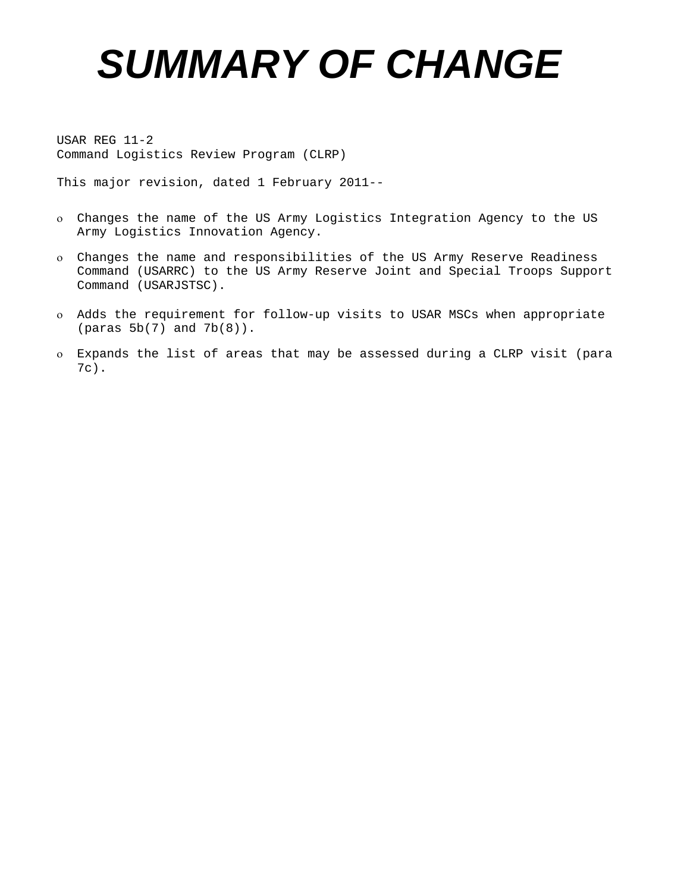# SUMMARY OF CHANGE

USAR REG 11-2
Command Logistics Review Program (CLRP)

This major revision, dated 1 February 2011--

- Changes the name of the US Army Logistics Integration Agency to the US Army Logistics Innovation Agency.
- Changes the name and responsibilities of the US Army Reserve Readiness Command (USARRC) to the US Army Reserve Joint and Special Troops Support Command (USARJSTSC).
- Adds the requirement for follow-up visits to USAR MSCs when appropriate (paras 5b(7) and 7b(8)).
- Expands the list of areas that may be assessed during a CLRP visit (para 7c).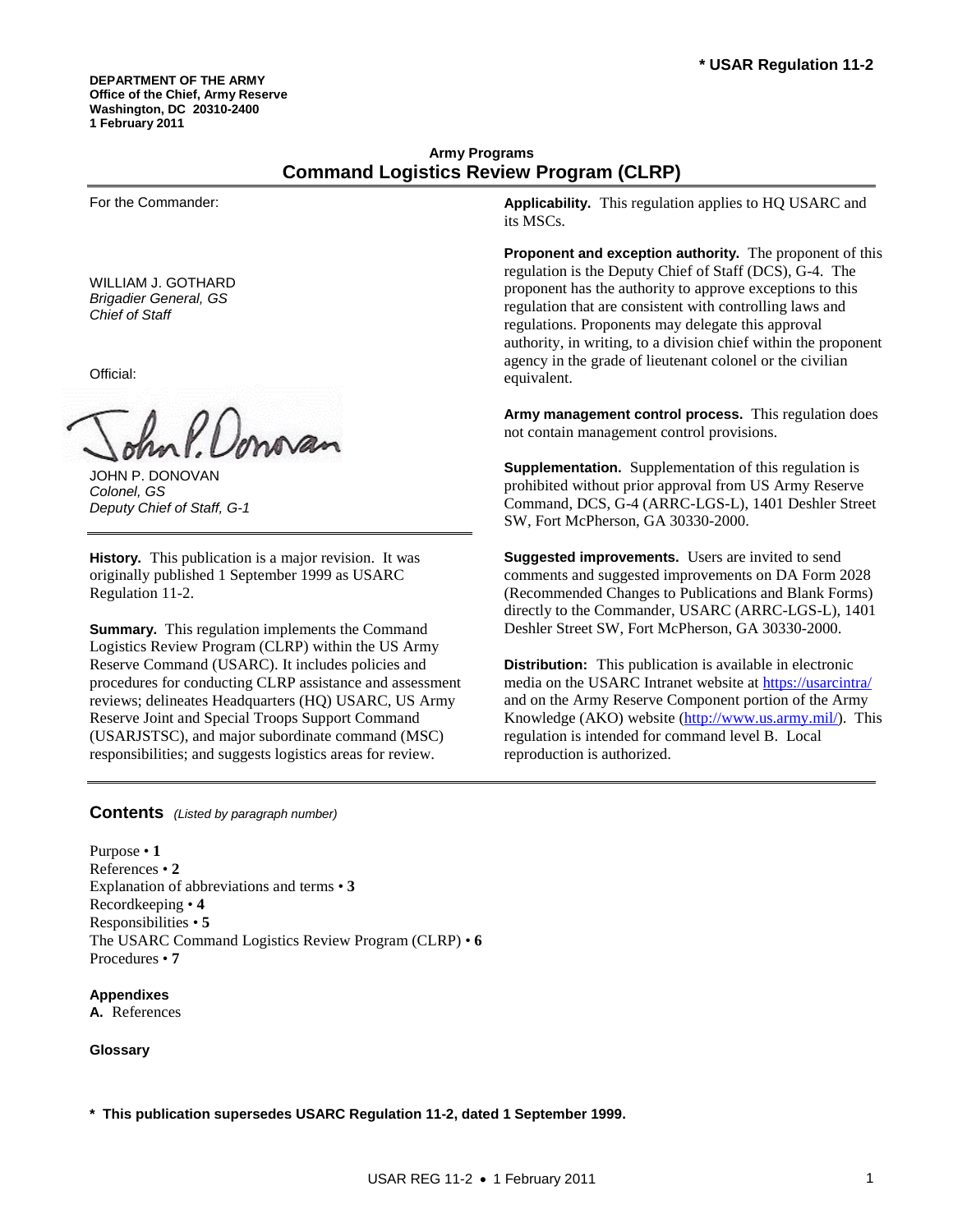**\* USAR Regulation 11-2**

**DEPARTMENT OF THE ARMY**
**Office of the Chief, Army Reserve**
**Washington, DC 20310-2400**
**1 February 2011**

**Army Programs**

# Command Logistics Review Program (CLRP)

For the Commander:

WILLIAM J. GOTHARD
*Brigadier General, GS*
*Chief of Staff*

Official:

JOHN P. DONOVAN
*Colonel, GS*
*Deputy Chief of Staff, G-1*

**History.** This publication is a major revision. It was originally published 1 September 1999 as USARC Regulation 11-2.

**Summary.** This regulation implements the Command Logistics Review Program (CLRP) within the US Army Reserve Command (USARC). It includes policies and procedures for conducting CLRP assistance and assessment reviews; delineates Headquarters (HQ) USARC, US Army Reserve Joint and Special Troops Support Command (USARJSTSC), and major subordinate command (MSC) responsibilities; and suggests logistics areas for review.

**Applicability.** This regulation applies to HQ USARC and its MSCs.

**Proponent and exception authority.** The proponent of this regulation is the Deputy Chief of Staff (DCS), G-4. The proponent has the authority to approve exceptions to this regulation that are consistent with controlling laws and regulations. Proponents may delegate this approval authority, in writing, to a division chief within the proponent agency in the grade of lieutenant colonel or the civilian equivalent.

**Army management control process.** This regulation does not contain management control provisions.

**Supplementation.** Supplementation of this regulation is prohibited without prior approval from US Army Reserve Command, DCS, G-4 (ARRC-LGS-L), 1401 Deshler Street SW, Fort McPherson, GA 30330-2000.

**Suggested improvements.** Users are invited to send comments and suggested improvements on DA Form 2028 (Recommended Changes to Publications and Blank Forms) directly to the Commander, USARC (ARRC-LGS-L), 1401 Deshler Street SW, Fort McPherson, GA 30330-2000.

**Distribution:** This publication is available in electronic media on the USARC Intranet website at https://usarcintra/ and on the Army Reserve Component portion of the Army Knowledge (AKO) website (http://www.us.army.mil/). This regulation is intended for command level B. Local reproduction is authorized.

## Contents *(Listed by paragraph number)*

Purpose • **1**
References • **2**
Explanation of abbreviations and terms • **3**
Recordkeeping • **4**
Responsibilities • **5**
The USARC Command Logistics Review Program (CLRP) • **6**
Procedures • **7**

**Appendixes**
**A.** References

**Glossary**

**\* This publication supersedes USARC Regulation 11-2, dated 1 September 1999.**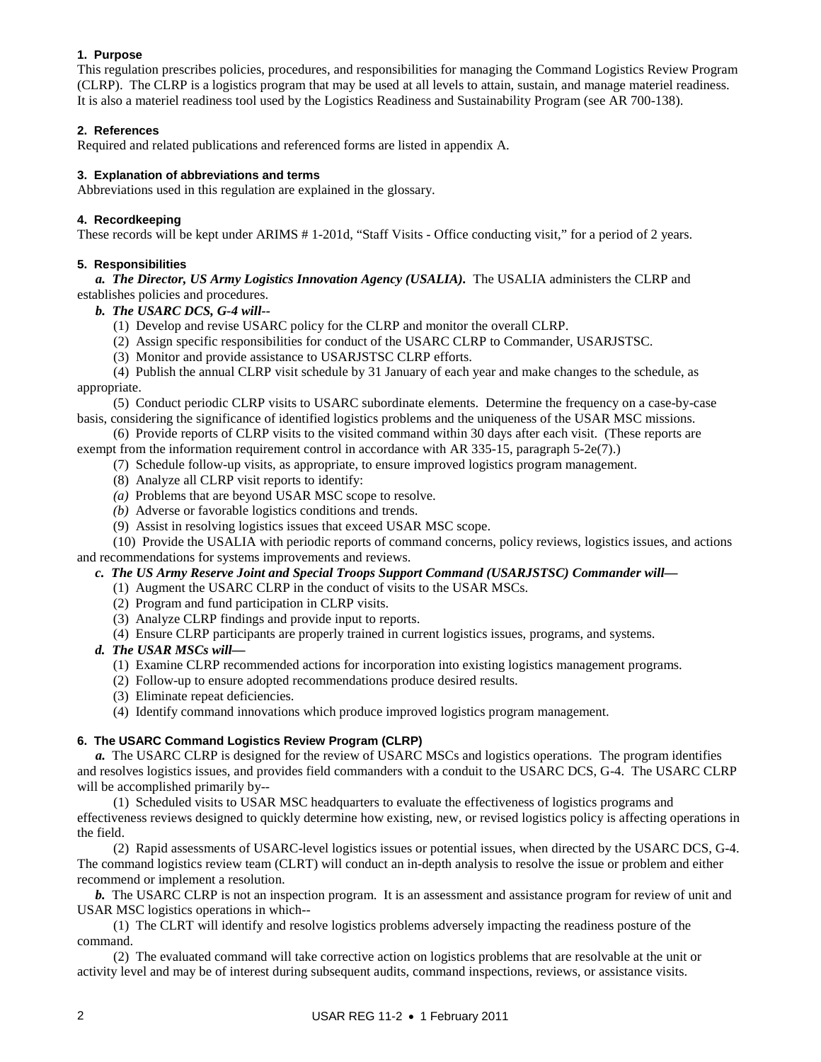**1. Purpose**

This regulation prescribes policies, procedures, and responsibilities for managing the Command Logistics Review Program (CLRP). The CLRP is a logistics program that may be used at all levels to attain, sustain, and manage materiel readiness. It is also a materiel readiness tool used by the Logistics Readiness and Sustainability Program (see AR 700-138).

**2. References**

Required and related publications and referenced forms are listed in appendix A.

**3. Explanation of abbreviations and terms**

Abbreviations used in this regulation are explained in the glossary.

**4. Recordkeeping**

These records will be kept under ARIMS # 1-201d, "Staff Visits - Office conducting visit," for a period of 2 years.

**5. Responsibilities**

***a. The Director, US Army Logistics Innovation Agency (USALIA).*** The USALIA administers the CLRP and establishes policies and procedures.

***b. The USARC DCS, G-4 will--***

(1) Develop and revise USARC policy for the CLRP and monitor the overall CLRP.

(2) Assign specific responsibilities for conduct of the USARC CLRP to Commander, USARJSTSC.

(3) Monitor and provide assistance to USARJSTSC CLRP efforts.

(4) Publish the annual CLRP visit schedule by 31 January of each year and make changes to the schedule, as appropriate.

(5) Conduct periodic CLRP visits to USARC subordinate elements. Determine the frequency on a case-by-case basis, considering the significance of identified logistics problems and the uniqueness of the USAR MSC missions.

(6) Provide reports of CLRP visits to the visited command within 30 days after each visit. (These reports are exempt from the information requirement control in accordance with AR 335-15, paragraph 5-2e(7).)

(7) Schedule follow-up visits, as appropriate, to ensure improved logistics program management.

(8) Analyze all CLRP visit reports to identify:

*(a)* Problems that are beyond USAR MSC scope to resolve.

*(b)* Adverse or favorable logistics conditions and trends.

(9) Assist in resolving logistics issues that exceed USAR MSC scope.

(10) Provide the USALIA with periodic reports of command concerns, policy reviews, logistics issues, and actions and recommendations for systems improvements and reviews.

***c. The US Army Reserve Joint and Special Troops Support Command (USARJSTSC) Commander will—***

(1) Augment the USARC CLRP in the conduct of visits to the USAR MSCs.

(2) Program and fund participation in CLRP visits.

(3) Analyze CLRP findings and provide input to reports.

(4) Ensure CLRP participants are properly trained in current logistics issues, programs, and systems.

***d. The USAR MSCs will—***

(1) Examine CLRP recommended actions for incorporation into existing logistics management programs.

(2) Follow-up to ensure adopted recommendations produce desired results.

(3) Eliminate repeat deficiencies.

(4) Identify command innovations which produce improved logistics program management.

**6. The USARC Command Logistics Review Program (CLRP)**

***a.*** The USARC CLRP is designed for the review of USARC MSCs and logistics operations. The program identifies and resolves logistics issues, and provides field commanders with a conduit to the USARC DCS, G-4. The USARC CLRP will be accomplished primarily by--

(1) Scheduled visits to USAR MSC headquarters to evaluate the effectiveness of logistics programs and effectiveness reviews designed to quickly determine how existing, new, or revised logistics policy is affecting operations in the field.

(2) Rapid assessments of USARC-level logistics issues or potential issues, when directed by the USARC DCS, G-4. The command logistics review team (CLRT) will conduct an in-depth analysis to resolve the issue or problem and either recommend or implement a resolution.

***b.*** The USARC CLRP is not an inspection program. It is an assessment and assistance program for review of unit and USAR MSC logistics operations in which--

(1) The CLRT will identify and resolve logistics problems adversely impacting the readiness posture of the command.

(2) The evaluated command will take corrective action on logistics problems that are resolvable at the unit or activity level and may be of interest during subsequent audits, command inspections, reviews, or assistance visits.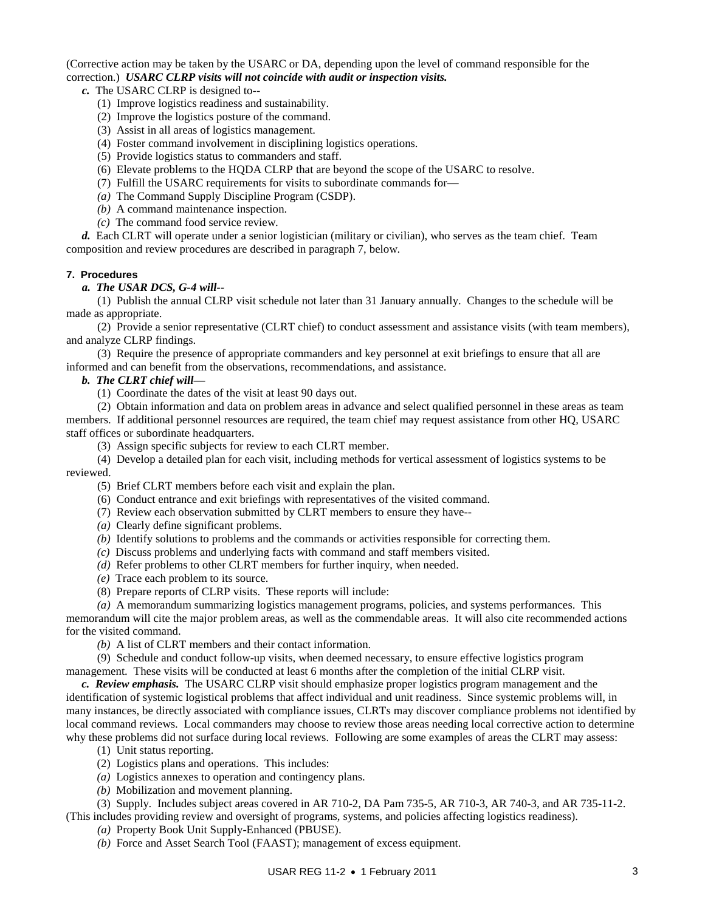(Corrective action may be taken by the USARC or DA, depending upon the level of command responsible for the correction.) ***USARC CLRP visits will not coincide with audit or inspection visits.***

***c.*** The USARC CLRP is designed to--

(1) Improve logistics readiness and sustainability.

(2) Improve the logistics posture of the command.

(3) Assist in all areas of logistics management.

(4) Foster command involvement in disciplining logistics operations.

(5) Provide logistics status to commanders and staff.

(6) Elevate problems to the HQDA CLRP that are beyond the scope of the USARC to resolve.

(7) Fulfill the USARC requirements for visits to subordinate commands for—

*(a)* The Command Supply Discipline Program (CSDP).

*(b)* A command maintenance inspection.

*(c)* The command food service review.

***d.*** Each CLRT will operate under a senior logistician (military or civilian), who serves as the team chief. Team composition and review procedures are described in paragraph 7, below.

#### 7. Procedures

***a. The USAR DCS, G-4 will--***

(1) Publish the annual CLRP visit schedule not later than 31 January annually. Changes to the schedule will be made as appropriate.

(2) Provide a senior representative (CLRT chief) to conduct assessment and assistance visits (with team members), and analyze CLRP findings.

(3) Require the presence of appropriate commanders and key personnel at exit briefings to ensure that all are informed and can benefit from the observations, recommendations, and assistance.

***b. The CLRT chief will—***

(1) Coordinate the dates of the visit at least 90 days out.

(2) Obtain information and data on problem areas in advance and select qualified personnel in these areas as team members. If additional personnel resources are required, the team chief may request assistance from other HQ, USARC staff offices or subordinate headquarters.

(3) Assign specific subjects for review to each CLRT member.

(4) Develop a detailed plan for each visit, including methods for vertical assessment of logistics systems to be reviewed.

(5) Brief CLRT members before each visit and explain the plan.

(6) Conduct entrance and exit briefings with representatives of the visited command.

(7) Review each observation submitted by CLRT members to ensure they have--

*(a)* Clearly define significant problems.

*(b)* Identify solutions to problems and the commands or activities responsible for correcting them.

*(c)* Discuss problems and underlying facts with command and staff members visited.

*(d)* Refer problems to other CLRT members for further inquiry, when needed.

*(e)* Trace each problem to its source.

(8) Prepare reports of CLRP visits. These reports will include:

*(a)* A memorandum summarizing logistics management programs, policies, and systems performances. This memorandum will cite the major problem areas, as well as the commendable areas. It will also cite recommended actions for the visited command.

*(b)* A list of CLRT members and their contact information.

(9) Schedule and conduct follow-up visits, when deemed necessary, to ensure effective logistics program management. These visits will be conducted at least 6 months after the completion of the initial CLRP visit.

***c. Review emphasis.*** The USARC CLRP visit should emphasize proper logistics program management and the identification of systemic logistical problems that affect individual and unit readiness. Since systemic problems will, in many instances, be directly associated with compliance issues, CLRTs may discover compliance problems not identified by local command reviews. Local commanders may choose to review those areas needing local corrective action to determine why these problems did not surface during local reviews. Following are some examples of areas the CLRT may assess:

(1) Unit status reporting.

(2) Logistics plans and operations. This includes:

*(a)* Logistics annexes to operation and contingency plans.

*(b)* Mobilization and movement planning.

(3) Supply. Includes subject areas covered in AR 710-2, DA Pam 735-5, AR 710-3, AR 740-3, and AR 735-11-2. (This includes providing review and oversight of programs, systems, and policies affecting logistics readiness).

*(a)* Property Book Unit Supply-Enhanced (PBUSE).

*(b)* Force and Asset Search Tool (FAAST); management of excess equipment.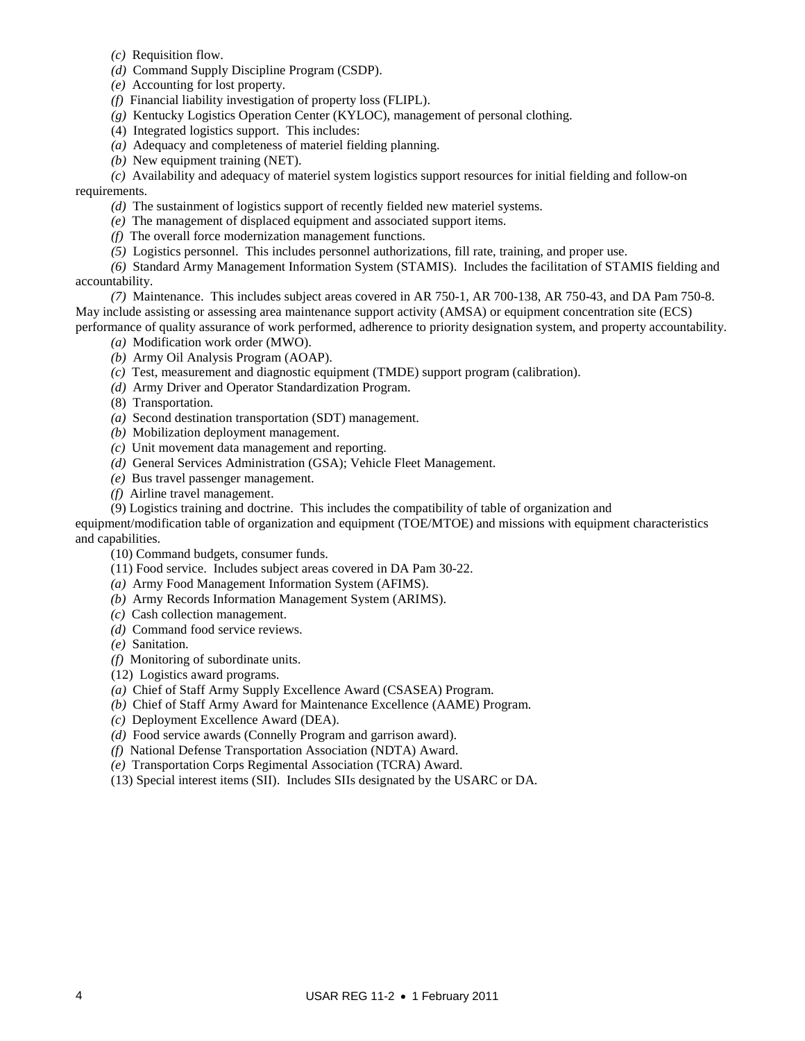*(c)* Requisition flow.

*(d)* Command Supply Discipline Program (CSDP).

*(e)* Accounting for lost property.

*(f)* Financial liability investigation of property loss (FLIPL).

*(g)* Kentucky Logistics Operation Center (KYLOC), management of personal clothing.

(4) Integrated logistics support. This includes:

*(a)* Adequacy and completeness of materiel fielding planning.

*(b)* New equipment training (NET).

*(c)* Availability and adequacy of materiel system logistics support resources for initial fielding and follow-on requirements.

*(d)* The sustainment of logistics support of recently fielded new materiel systems.

*(e)* The management of displaced equipment and associated support items.

*(f)* The overall force modernization management functions.

*(5)* Logistics personnel. This includes personnel authorizations, fill rate, training, and proper use.

*(6)* Standard Army Management Information System (STAMIS). Includes the facilitation of STAMIS fielding and accountability.

*(7)* Maintenance. This includes subject areas covered in AR 750-1, AR 700-138, AR 750-43, and DA Pam 750-8. May include assisting or assessing area maintenance support activity (AMSA) or equipment concentration site (ECS) performance of quality assurance of work performed, adherence to priority designation system, and property accountability.

*(a)* Modification work order (MWO).

*(b)* Army Oil Analysis Program (AOAP).

*(c)* Test, measurement and diagnostic equipment (TMDE) support program (calibration).

*(d)* Army Driver and Operator Standardization Program.

(8) Transportation.

*(a)* Second destination transportation (SDT) management.

*(b)* Mobilization deployment management.

*(c)* Unit movement data management and reporting.

*(d)* General Services Administration (GSA); Vehicle Fleet Management.

*(e)* Bus travel passenger management.

*(f)* Airline travel management.

(9) Logistics training and doctrine. This includes the compatibility of table of organization and equipment/modification table of organization and equipment (TOE/MTOE) and missions with equipment characteristics and capabilities.

(10) Command budgets, consumer funds.

(11) Food service. Includes subject areas covered in DA Pam 30-22.

*(a)* Army Food Management Information System (AFIMS).

*(b)* Army Records Information Management System (ARIMS).

*(c)* Cash collection management.

*(d)* Command food service reviews.

*(e)* Sanitation.

*(f)* Monitoring of subordinate units.

(12) Logistics award programs.

*(a)* Chief of Staff Army Supply Excellence Award (CSASEA) Program.

*(b)* Chief of Staff Army Award for Maintenance Excellence (AAME) Program.

*(c)* Deployment Excellence Award (DEA).

*(d)* Food service awards (Connelly Program and garrison award).

*(f)* National Defense Transportation Association (NDTA) Award.

*(e)* Transportation Corps Regimental Association (TCRA) Award.

(13) Special interest items (SII). Includes SIIs designated by the USARC or DA.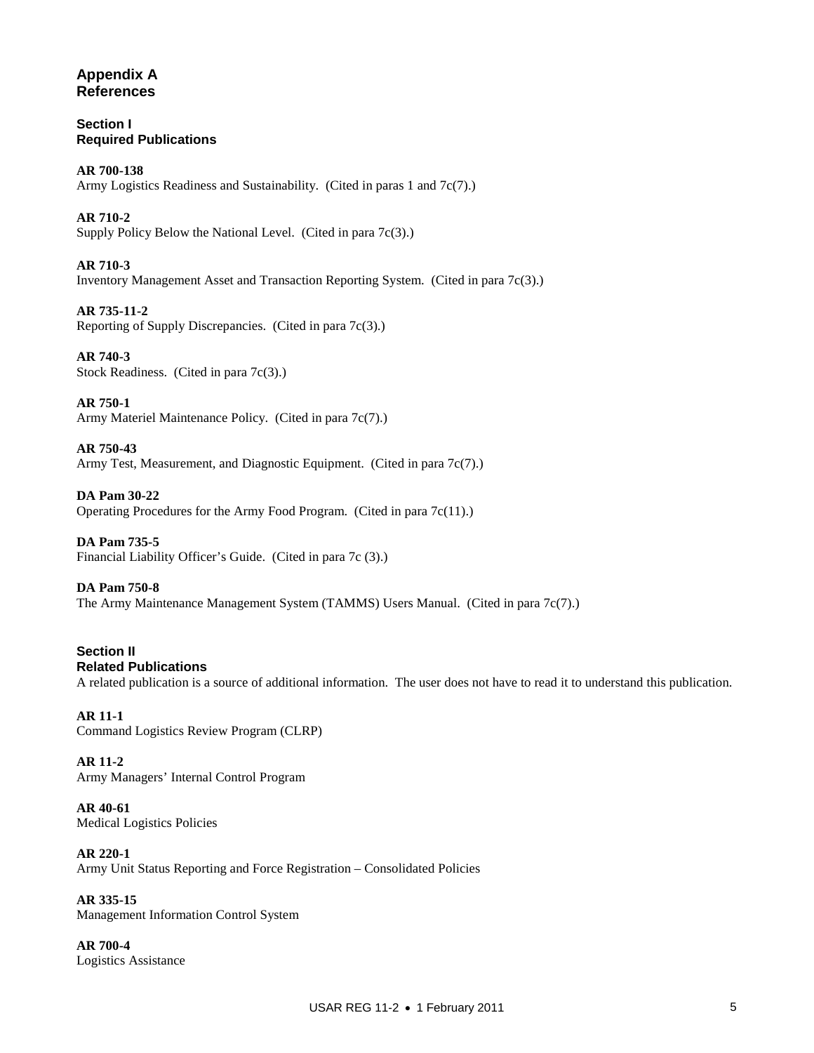# Appendix A
# References

## Section I
## Required Publications

**AR 700-138**
Army Logistics Readiness and Sustainability. (Cited in paras 1 and 7c(7).)

**AR 710-2**
Supply Policy Below the National Level. (Cited in para 7c(3).)

**AR 710-3**
Inventory Management Asset and Transaction Reporting System. (Cited in para 7c(3).)

**AR 735-11-2**
Reporting of Supply Discrepancies. (Cited in para 7c(3).)

**AR 740-3**
Stock Readiness. (Cited in para 7c(3).)

**AR 750-1**
Army Materiel Maintenance Policy. (Cited in para 7c(7).)

**AR 750-43**
Army Test, Measurement, and Diagnostic Equipment. (Cited in para 7c(7).)

**DA Pam 30-22**
Operating Procedures for the Army Food Program. (Cited in para 7c(11).)

**DA Pam 735-5**
Financial Liability Officer's Guide. (Cited in para 7c (3).)

**DA Pam 750-8**
The Army Maintenance Management System (TAMMS) Users Manual. (Cited in para 7c(7).)

## Section II
## Related Publications

A related publication is a source of additional information. The user does not have to read it to understand this publication.

**AR 11-1**
Command Logistics Review Program (CLRP)

**AR 11-2**
Army Managers' Internal Control Program

**AR 40-61**
Medical Logistics Policies

**AR 220-1**
Army Unit Status Reporting and Force Registration – Consolidated Policies

**AR 335-15**
Management Information Control System

**AR 700-4**
Logistics Assistance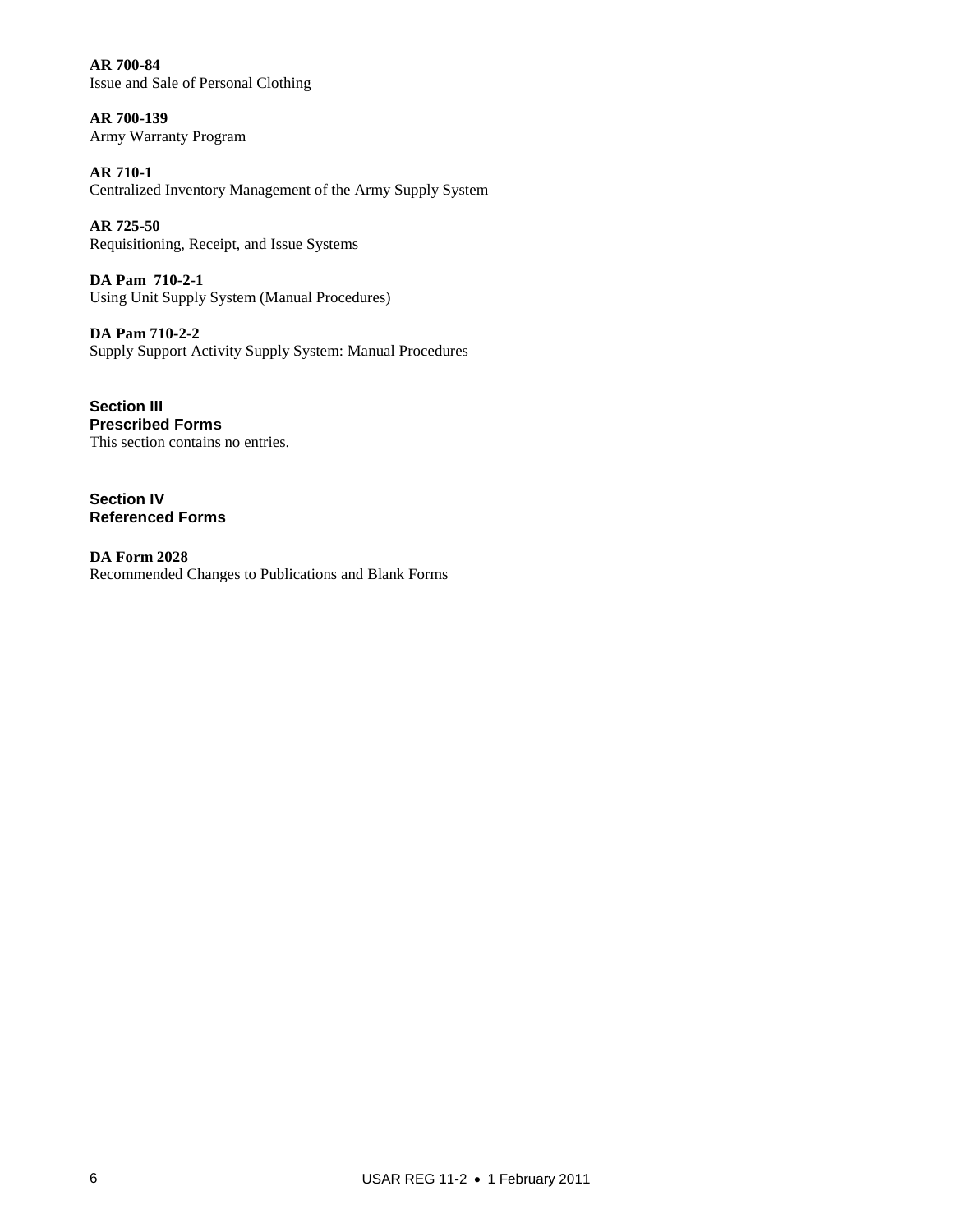**AR 700-84**
Issue and Sale of Personal Clothing

**AR 700-139**
Army Warranty Program

**AR 710-1**
Centralized Inventory Management of the Army Supply System

**AR 725-50**
Requisitioning, Receipt, and Issue Systems

**DA Pam 710-2-1**
Using Unit Supply System (Manual Procedures)

**DA Pam 710-2-2**
Supply Support Activity Supply System: Manual Procedures

## Section III
## Prescribed Forms

This section contains no entries.

## Section IV
## Referenced Forms

**DA Form 2028**
Recommended Changes to Publications and Blank Forms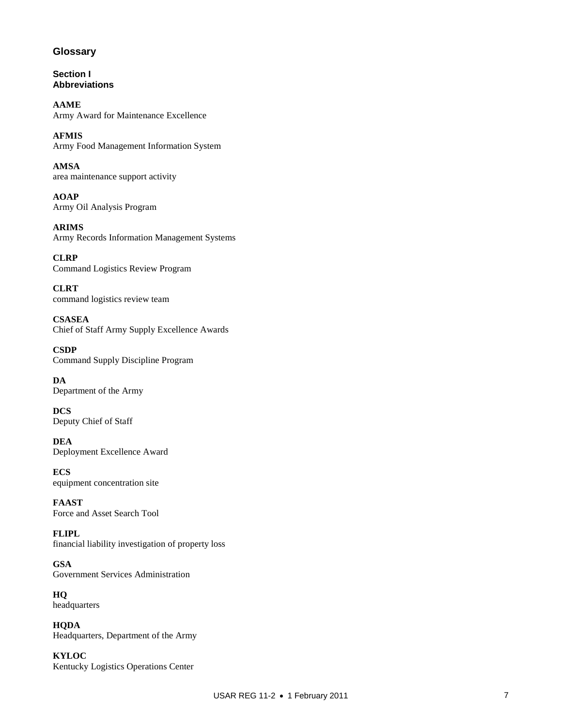# Glossary

## Section I
## Abbreviations

**AAME**
Army Award for Maintenance Excellence

**AFMIS**
Army Food Management Information System

**AMSA**
area maintenance support activity

**AOAP**
Army Oil Analysis Program

**ARIMS**
Army Records Information Management Systems

**CLRP**
Command Logistics Review Program

**CLRT**
command logistics review team

**CSASEA**
Chief of Staff Army Supply Excellence Awards

**CSDP**
Command Supply Discipline Program

**DA**
Department of the Army

**DCS**
Deputy Chief of Staff

**DEA**
Deployment Excellence Award

**ECS**
equipment concentration site

**FAAST**
Force and Asset Search Tool

**FLIPL**
financial liability investigation of property loss

**GSA**
Government Services Administration

**HQ**
headquarters

**HQDA**
Headquarters, Department of the Army

**KYLOC**
Kentucky Logistics Operations Center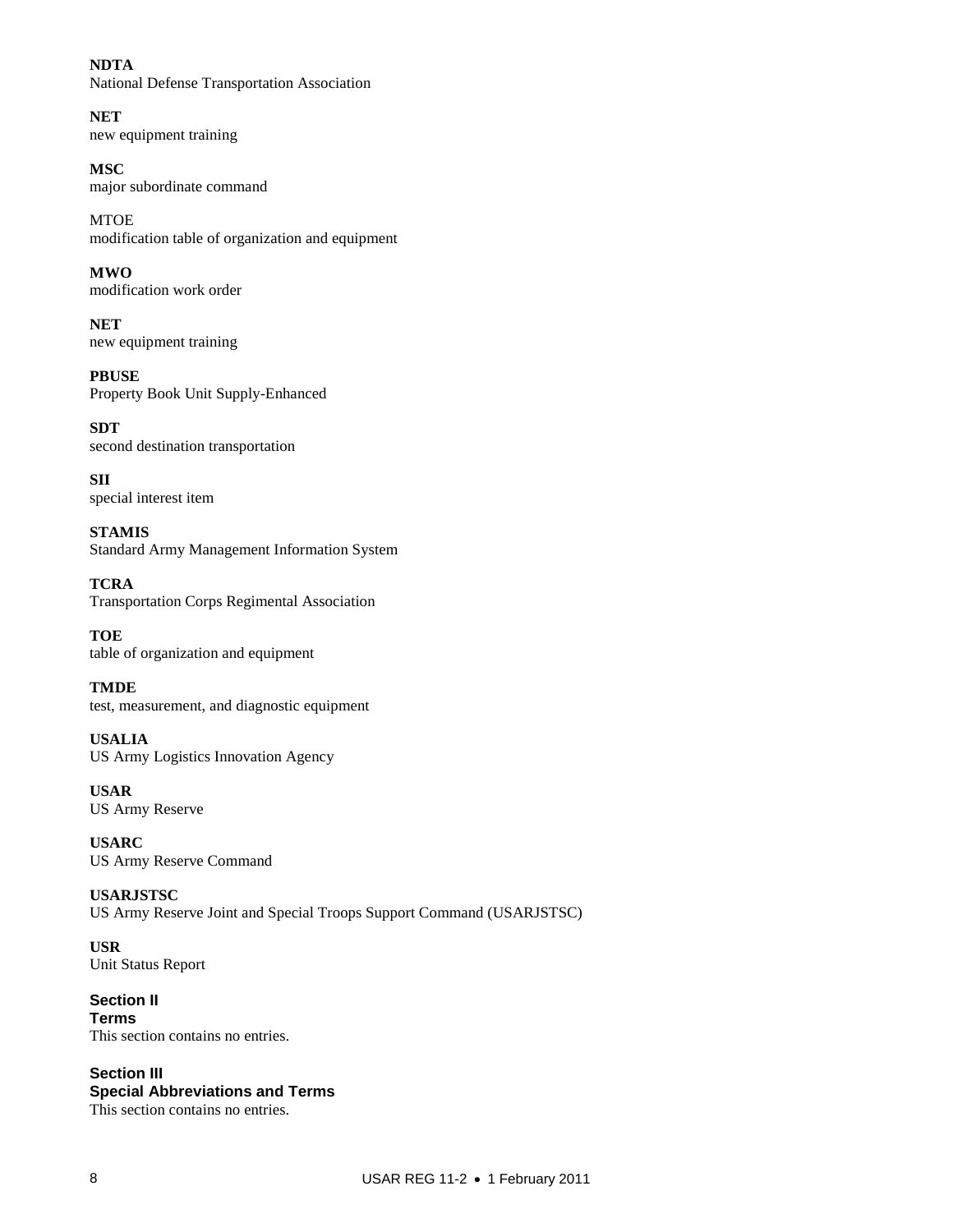**NDTA**
National Defense Transportation Association

**NET**
new equipment training

**MSC**
major subordinate command

MTOE
modification table of organization and equipment

**MWO**
modification work order

**NET**
new equipment training

**PBUSE**
Property Book Unit Supply-Enhanced

**SDT**
second destination transportation

**SII**
special interest item

**STAMIS**
Standard Army Management Information System

**TCRA**
Transportation Corps Regimental Association

**TOE**
table of organization and equipment

**TMDE**
test, measurement, and diagnostic equipment

**USALIA**
US Army Logistics Innovation Agency

**USAR**
US Army Reserve

**USARC**
US Army Reserve Command

**USARJSTSC**
US Army Reserve Joint and Special Troops Support Command (USARJSTSC)

**USR**
Unit Status Report

## Section II
## Terms

This section contains no entries.

## Section III
## Special Abbreviations and Terms

This section contains no entries.